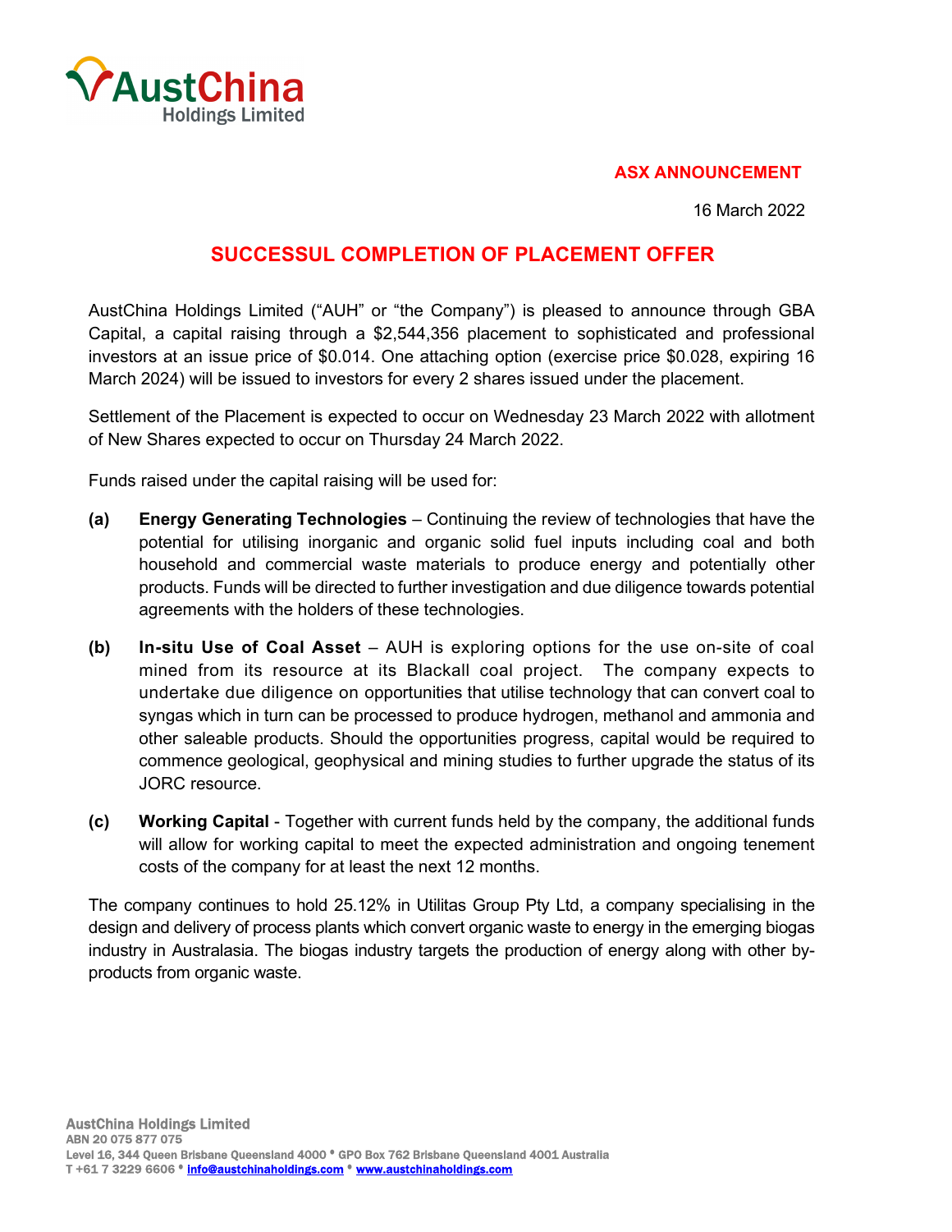**ASX ANNOUNCEMENT**

16 March 2022

# SUCCESSUL COMPLETION OF PLACEMENT OFFER

AustChina Holdings Limited ("AUH" or "the Company") is pleased to announce through GBA Capital, a capital raising through a $2,544,356 placement to sophisticated and professional investors at an issue price of $0.014. One attaching option (exercise price $0.028, expiring 16 March 2024) will be issued to investors for every 2 shares issued under the placement.

Settlement of the Placement is expected to occur on Wednesday 23 March 2022 with allotment of New Shares expected to occur on Thursday 24 March 2022.

Funds raised under the capital raising will be used for:

**(a)** **Energy Generating Technologies** – Continuing the review of technologies that have the potential for utilising inorganic and organic solid fuel inputs including coal and both household and commercial waste materials to produce energy and potentially other products. Funds will be directed to further investigation and due diligence towards potential agreements with the holders of these technologies.

**(b)** **In-situ Use of Coal Asset** – AUH is exploring options for the use on-site of coal mined from its resource at its Blackall coal project. The company expects to undertake due diligence on opportunities that utilise technology that can convert coal to syngas which in turn can be processed to produce hydrogen, methanol and ammonia and other saleable products. Should the opportunities progress, capital would be required to commence geological, geophysical and mining studies to further upgrade the status of its JORC resource.

**(c)** **Working Capital** - Together with current funds held by the company, the additional funds will allow for working capital to meet the expected administration and ongoing tenement costs of the company for at least the next 12 months.

The company continues to hold 25.12% in Utilitas Group Pty Ltd, a company specialising in the design and delivery of process plants which convert organic waste to energy in the emerging biogas industry in Australasia. The biogas industry targets the production of energy along with other by-products from organic waste.

AustChina Holdings Limited
ABN 20 075 877 075
Level 16, 344 Queen Brisbane Queensland 4000 • GPO Box 762 Brisbane Queensland 4001 Australia
T +61 7 3229 6606 • info@austchinaholdings.com • www.austchinaholdings.com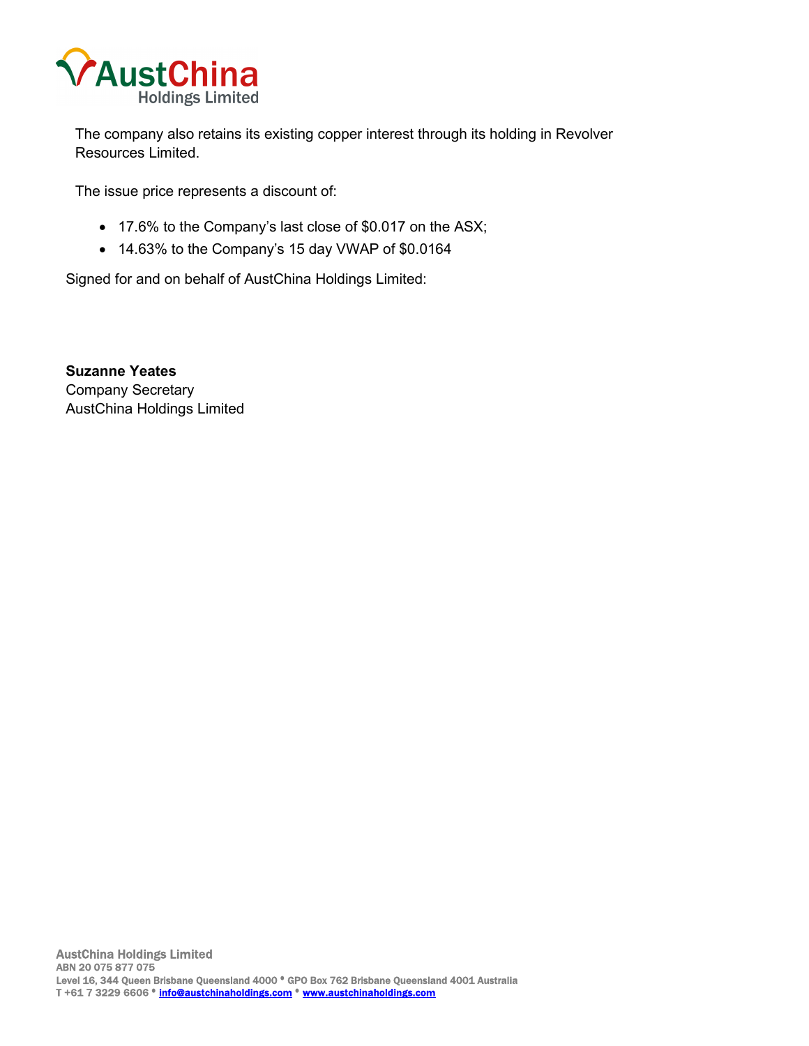The company also retains its existing copper interest through its holding in Revolver Resources Limited.

The issue price represents a discount of:

- 17.6% to the Company's last close of $0.017 on the ASX;
- 14.63% to the Company's 15 day VWAP of $0.0164

Signed for and on behalf of AustChina Holdings Limited:

**Suzanne Yeates**
Company Secretary
AustChina Holdings Limited